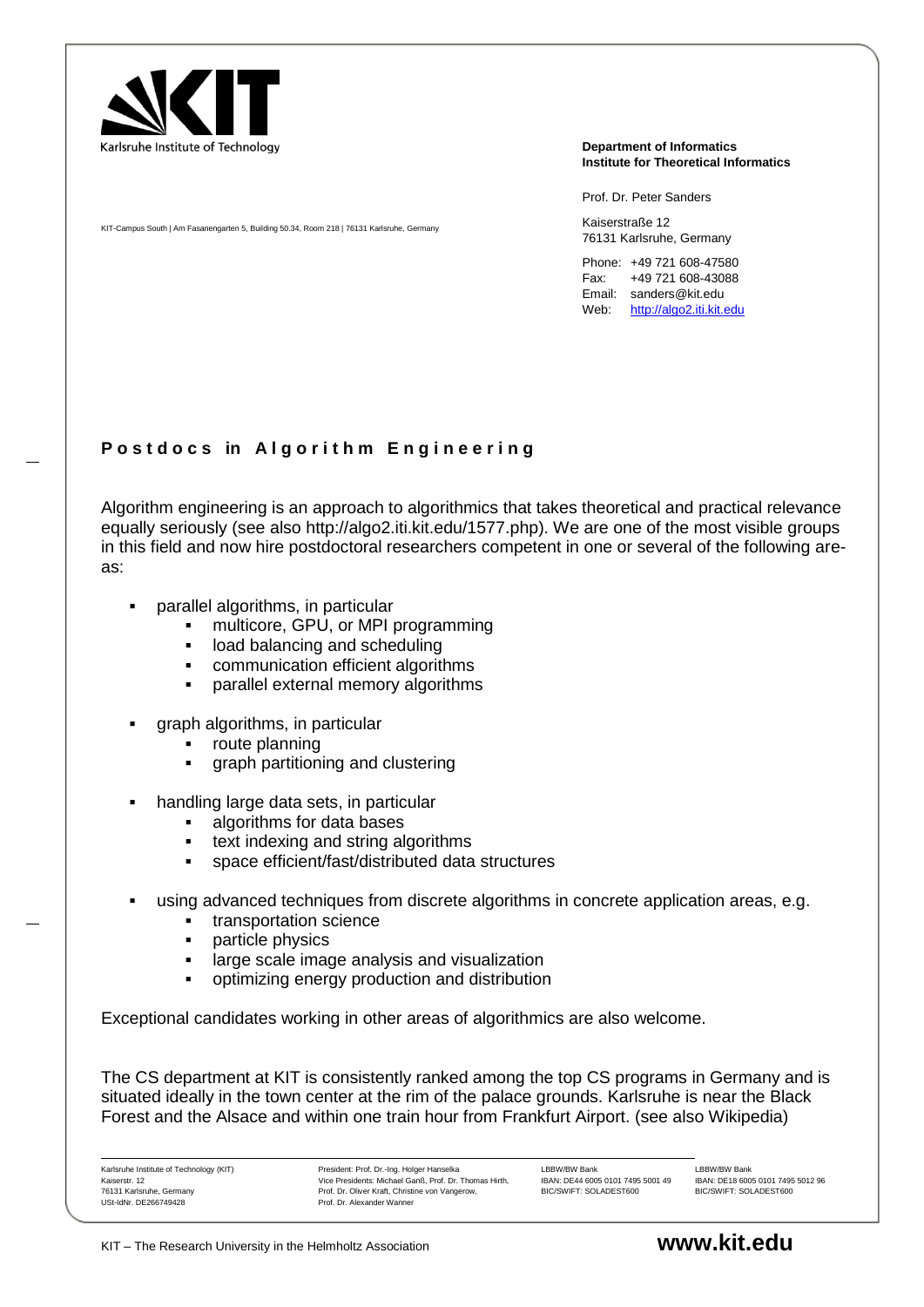Karlsruhe Institute of Technology

KIT-Campus South | Am Fasanengarten 5, Building 50.34, Room 218 | 76131 Karlsruhe, Germany

**Department of Informatics**
**Institute for Theoretical Informatics**

Prof. Dr. Peter Sanders

Kaiserstraße 12
76131 Karlsruhe, Germany

Phone: +49 721 608-47580
Fax: +49 721 608-43088
Email: sanders@kit.edu
Web: http://algo2.iti.kit.edu

## Postdocs in Algorithm Engineering

Algorithm engineering is an approach to algorithmics that takes theoretical and practical relevance equally seriously (see also http://algo2.iti.kit.edu/1577.php). We are one of the most visible groups in this field and now hire postdoctoral researchers competent in one or several of the following areas:

- parallel algorithms, in particular
  - multicore, GPU, or MPI programming
  - load balancing and scheduling
  - communication efficient algorithms
  - parallel external memory algorithms
- graph algorithms, in particular
  - route planning
  - graph partitioning and clustering
- handling large data sets, in particular
  - algorithms for data bases
  - text indexing and string algorithms
  - space efficient/fast/distributed data structures
- using advanced techniques from discrete algorithms in concrete application areas, e.g.
  - transportation science
  - particle physics
  - large scale image analysis and visualization
  - optimizing energy production and distribution

Exceptional candidates working in other areas of algorithmics are also welcome.

The CS department at KIT is consistently ranked among the top CS programs in Germany and is situated ideally in the town center at the rim of the palace grounds. Karlsruhe is near the Black Forest and the Alsace and within one train hour from Frankfurt Airport. (see also Wikipedia)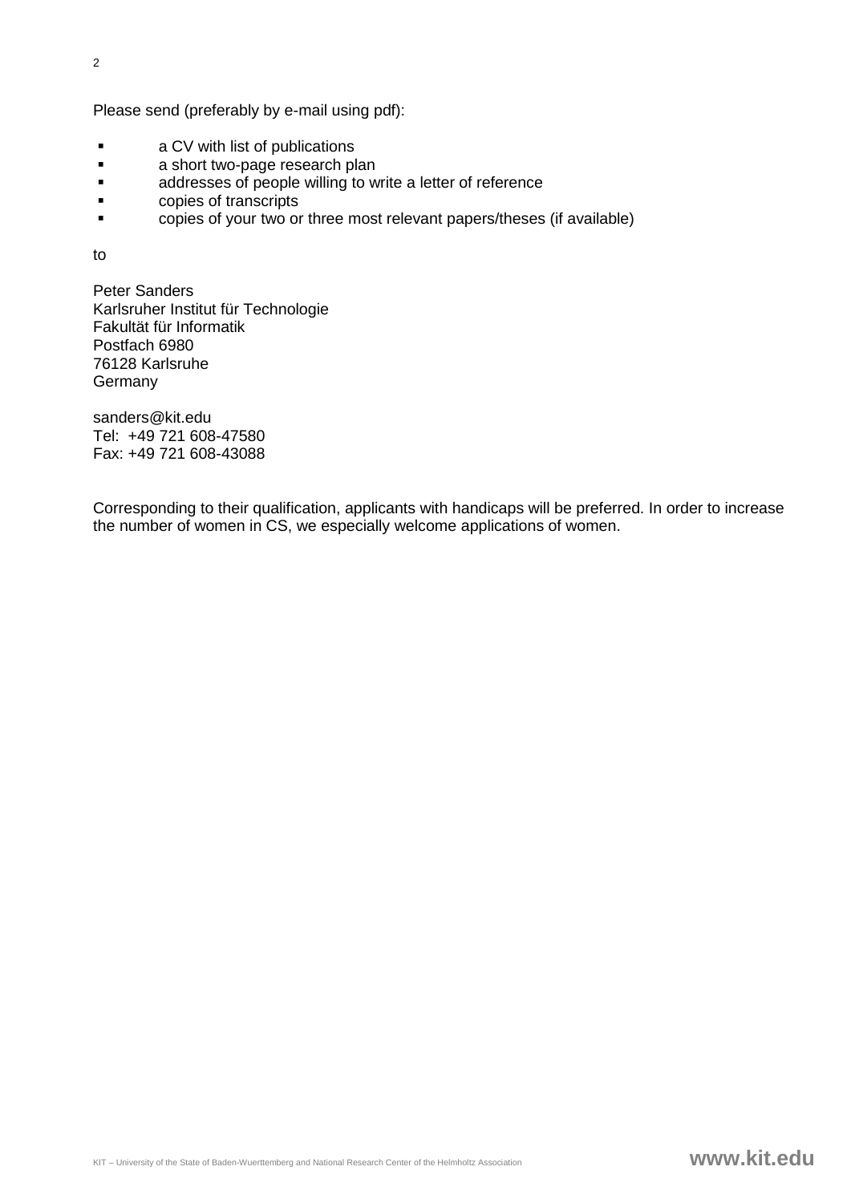Please send (preferably by e-mail using pdf):

- a CV with list of publications
- a short two-page research plan
- addresses of people willing to write a letter of reference
- copies of transcripts
- copies of your two or three most relevant papers/theses (if available)

to

Peter Sanders
Karlsruher Institut für Technologie
Fakultät für Informatik
Postfach 6980
76128 Karlsruhe
Germany

sanders@kit.edu
Tel: +49 721 608-47580
Fax: +49 721 608-43088

Corresponding to their qualification, applicants with handicaps will be preferred. In order to increase the number of women in CS, we especially welcome applications of women.